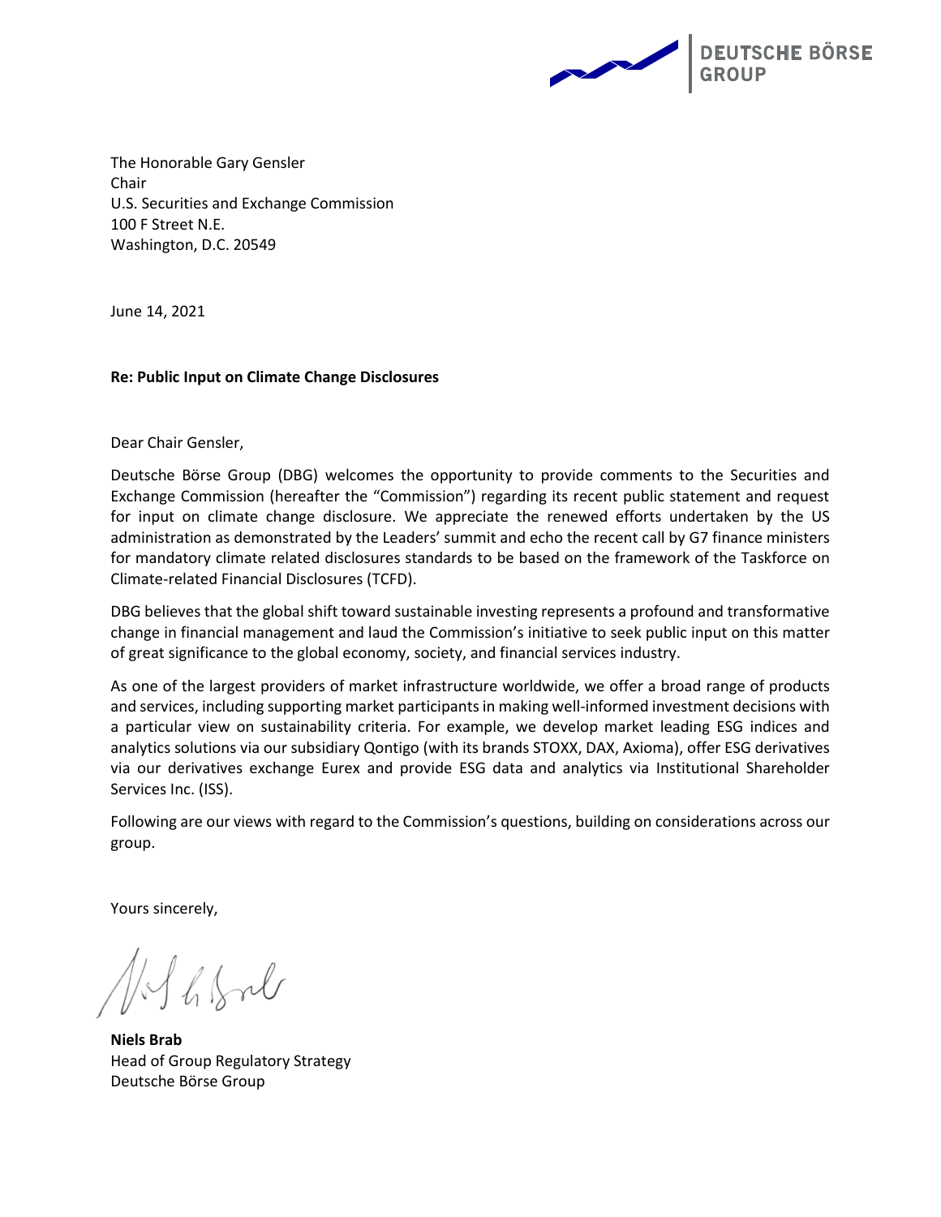DEUTSCHE BÖRSE
GROUP

The Honorable Gary Gensler
Chair
U.S. Securities and Exchange Commission
100 F Street N.E.
Washington, D.C. 20549

June 14, 2021

**Re: Public Input on Climate Change Disclosures**

Dear Chair Gensler,

Deutsche Börse Group (DBG) welcomes the opportunity to provide comments to the Securities and Exchange Commission (hereafter the "Commission") regarding its recent public statement and request for input on climate change disclosure. We appreciate the renewed efforts undertaken by the US administration as demonstrated by the Leaders' summit and echo the recent call by G7 finance ministers for mandatory climate related disclosures standards to be based on the framework of the Taskforce on Climate-related Financial Disclosures (TCFD).

DBG believes that the global shift toward sustainable investing represents a profound and transformative change in financial management and laud the Commission's initiative to seek public input on this matter of great significance to the global economy, society, and financial services industry.

As one of the largest providers of market infrastructure worldwide, we offer a broad range of products and services, including supporting market participants in making well-informed investment decisions with a particular view on sustainability criteria. For example, we develop market leading ESG indices and analytics solutions via our subsidiary Qontigo (with its brands STOXX, DAX, Axioma), offer ESG derivatives via our derivatives exchange Eurex and provide ESG data and analytics via Institutional Shareholder Services Inc. (ISS).

Following are our views with regard to the Commission's questions, building on considerations across our group.

Yours sincerely,

**Niels Brab**
Head of Group Regulatory Strategy
Deutsche Börse Group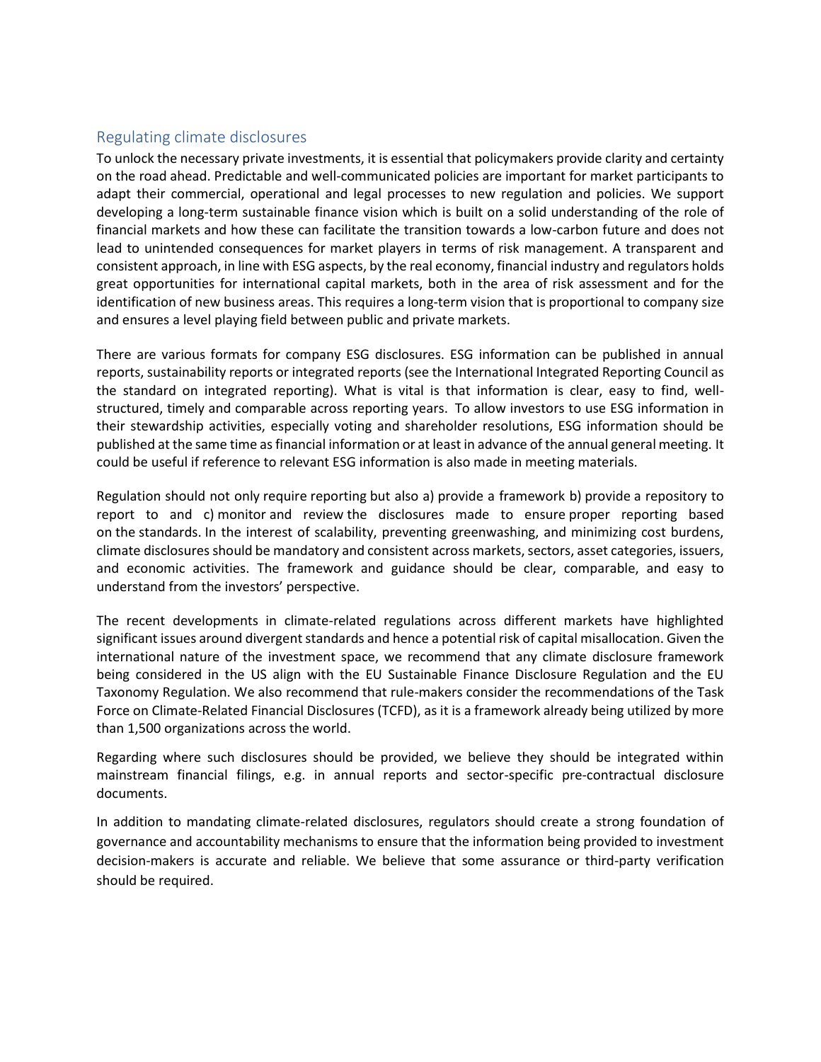## Regulating climate disclosures

To unlock the necessary private investments, it is essential that policymakers provide clarity and certainty on the road ahead. Predictable and well-communicated policies are important for market participants to adapt their commercial, operational and legal processes to new regulation and policies. We support developing a long-term sustainable finance vision which is built on a solid understanding of the role of financial markets and how these can facilitate the transition towards a low-carbon future and does not lead to unintended consequences for market players in terms of risk management. A transparent and consistent approach, in line with ESG aspects, by the real economy, financial industry and regulators holds great opportunities for international capital markets, both in the area of risk assessment and for the identification of new business areas. This requires a long-term vision that is proportional to company size and ensures a level playing field between public and private markets.

There are various formats for company ESG disclosures. ESG information can be published in annual reports, sustainability reports or integrated reports (see the International Integrated Reporting Council as the standard on integrated reporting). What is vital is that information is clear, easy to find, well-structured, timely and comparable across reporting years. To allow investors to use ESG information in their stewardship activities, especially voting and shareholder resolutions, ESG information should be published at the same time as financial information or at least in advance of the annual general meeting. It could be useful if reference to relevant ESG information is also made in meeting materials.

Regulation should not only require reporting but also a) provide a framework b) provide a repository to report to and c) monitor and review the disclosures made to ensure proper reporting based on the standards. In the interest of scalability, preventing greenwashing, and minimizing cost burdens, climate disclosures should be mandatory and consistent across markets, sectors, asset categories, issuers, and economic activities. The framework and guidance should be clear, comparable, and easy to understand from the investors' perspective.

The recent developments in climate-related regulations across different markets have highlighted significant issues around divergent standards and hence a potential risk of capital misallocation. Given the international nature of the investment space, we recommend that any climate disclosure framework being considered in the US align with the EU Sustainable Finance Disclosure Regulation and the EU Taxonomy Regulation. We also recommend that rule-makers consider the recommendations of the Task Force on Climate-Related Financial Disclosures (TCFD), as it is a framework already being utilized by more than 1,500 organizations across the world.

Regarding where such disclosures should be provided, we believe they should be integrated within mainstream financial filings, e.g. in annual reports and sector-specific pre-contractual disclosure documents.

In addition to mandating climate-related disclosures, regulators should create a strong foundation of governance and accountability mechanisms to ensure that the information being provided to investment decision-makers is accurate and reliable. We believe that some assurance or third-party verification should be required.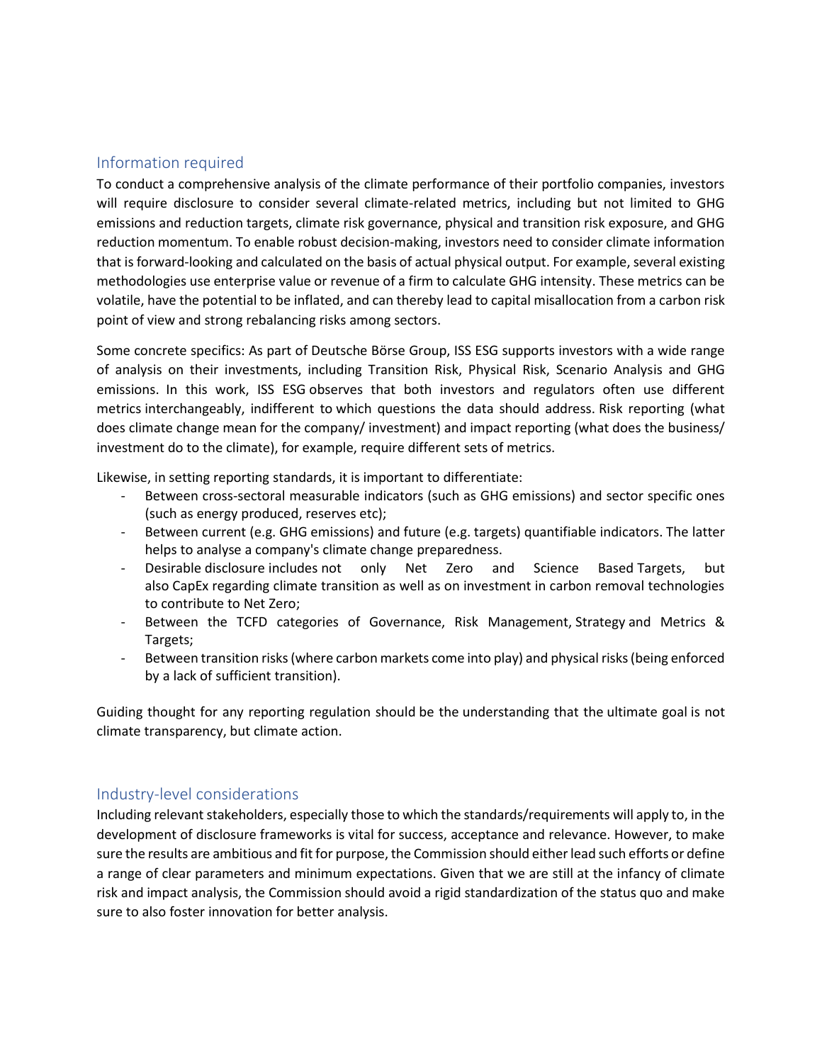## Information required

To conduct a comprehensive analysis of the climate performance of their portfolio companies, investors will require disclosure to consider several climate-related metrics, including but not limited to GHG emissions and reduction targets, climate risk governance, physical and transition risk exposure, and GHG reduction momentum. To enable robust decision-making, investors need to consider climate information that is forward-looking and calculated on the basis of actual physical output. For example, several existing methodologies use enterprise value or revenue of a firm to calculate GHG intensity. These metrics can be volatile, have the potential to be inflated, and can thereby lead to capital misallocation from a carbon risk point of view and strong rebalancing risks among sectors.

Some concrete specifics: As part of Deutsche Börse Group, ISS ESG supports investors with a wide range of analysis on their investments, including Transition Risk, Physical Risk, Scenario Analysis and GHG emissions. In this work, ISS ESG observes that both investors and regulators often use different metrics interchangeably, indifferent to which questions the data should address. Risk reporting (what does climate change mean for the company/ investment) and impact reporting (what does the business/ investment do to the climate), for example, require different sets of metrics.

Likewise, in setting reporting standards, it is important to differentiate:

- Between cross-sectoral measurable indicators (such as GHG emissions) and sector specific ones (such as energy produced, reserves etc);
- Between current (e.g. GHG emissions) and future (e.g. targets) quantifiable indicators. The latter helps to analyse a company's climate change preparedness.
- Desirable disclosure includes not only Net Zero and Science Based Targets, but also CapEx regarding climate transition as well as on investment in carbon removal technologies to contribute to Net Zero;
- Between the TCFD categories of Governance, Risk Management, Strategy and Metrics & Targets;
- Between transition risks (where carbon markets come into play) and physical risks (being enforced by a lack of sufficient transition).

Guiding thought for any reporting regulation should be the understanding that the ultimate goal is not climate transparency, but climate action.

## Industry-level considerations

Including relevant stakeholders, especially those to which the standards/requirements will apply to, in the development of disclosure frameworks is vital for success, acceptance and relevance. However, to make sure the results are ambitious and fit for purpose, the Commission should either lead such efforts or define a range of clear parameters and minimum expectations. Given that we are still at the infancy of climate risk and impact analysis, the Commission should avoid a rigid standardization of the status quo and make sure to also foster innovation for better analysis.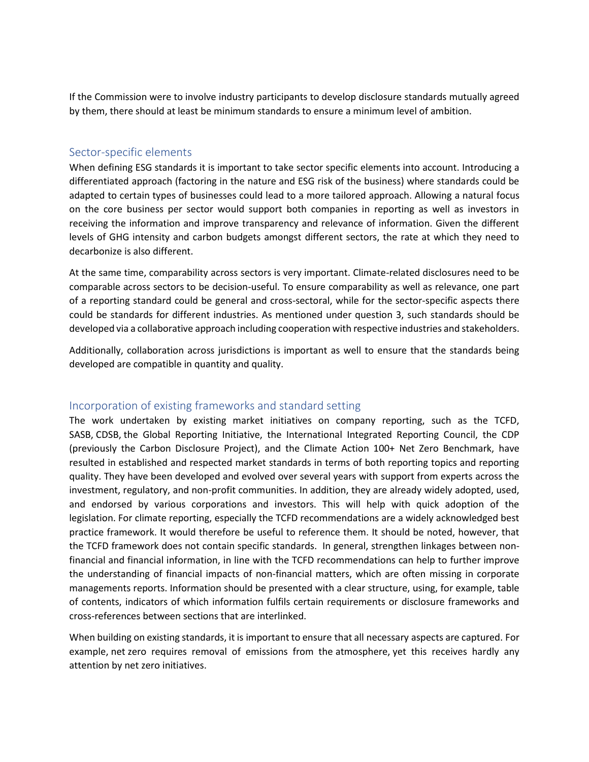If the Commission were to involve industry participants to develop disclosure standards mutually agreed by them, there should at least be minimum standards to ensure a minimum level of ambition.

## Sector-specific elements

When defining ESG standards it is important to take sector specific elements into account. Introducing a differentiated approach (factoring in the nature and ESG risk of the business) where standards could be adapted to certain types of businesses could lead to a more tailored approach. Allowing a natural focus on the core business per sector would support both companies in reporting as well as investors in receiving the information and improve transparency and relevance of information. Given the different levels of GHG intensity and carbon budgets amongst different sectors, the rate at which they need to decarbonize is also different.

At the same time, comparability across sectors is very important. Climate-related disclosures need to be comparable across sectors to be decision-useful. To ensure comparability as well as relevance, one part of a reporting standard could be general and cross-sectoral, while for the sector-specific aspects there could be standards for different industries. As mentioned under question 3, such standards should be developed via a collaborative approach including cooperation with respective industries and stakeholders.

Additionally, collaboration across jurisdictions is important as well to ensure that the standards being developed are compatible in quantity and quality.

## Incorporation of existing frameworks and standard setting

The work undertaken by existing market initiatives on company reporting, such as the TCFD, SASB, CDSB, the Global Reporting Initiative, the International Integrated Reporting Council, the CDP (previously the Carbon Disclosure Project), and the Climate Action 100+ Net Zero Benchmark, have resulted in established and respected market standards in terms of both reporting topics and reporting quality. They have been developed and evolved over several years with support from experts across the investment, regulatory, and non-profit communities. In addition, they are already widely adopted, used, and endorsed by various corporations and investors. This will help with quick adoption of the legislation. For climate reporting, especially the TCFD recommendations are a widely acknowledged best practice framework. It would therefore be useful to reference them. It should be noted, however, that the TCFD framework does not contain specific standards. In general, strengthen linkages between non-financial and financial information, in line with the TCFD recommendations can help to further improve the understanding of financial impacts of non-financial matters, which are often missing in corporate managements reports. Information should be presented with a clear structure, using, for example, table of contents, indicators of which information fulfils certain requirements or disclosure frameworks and cross-references between sections that are interlinked.

When building on existing standards, it is important to ensure that all necessary aspects are captured. For example, net zero requires removal of emissions from the atmosphere, yet this receives hardly any attention by net zero initiatives.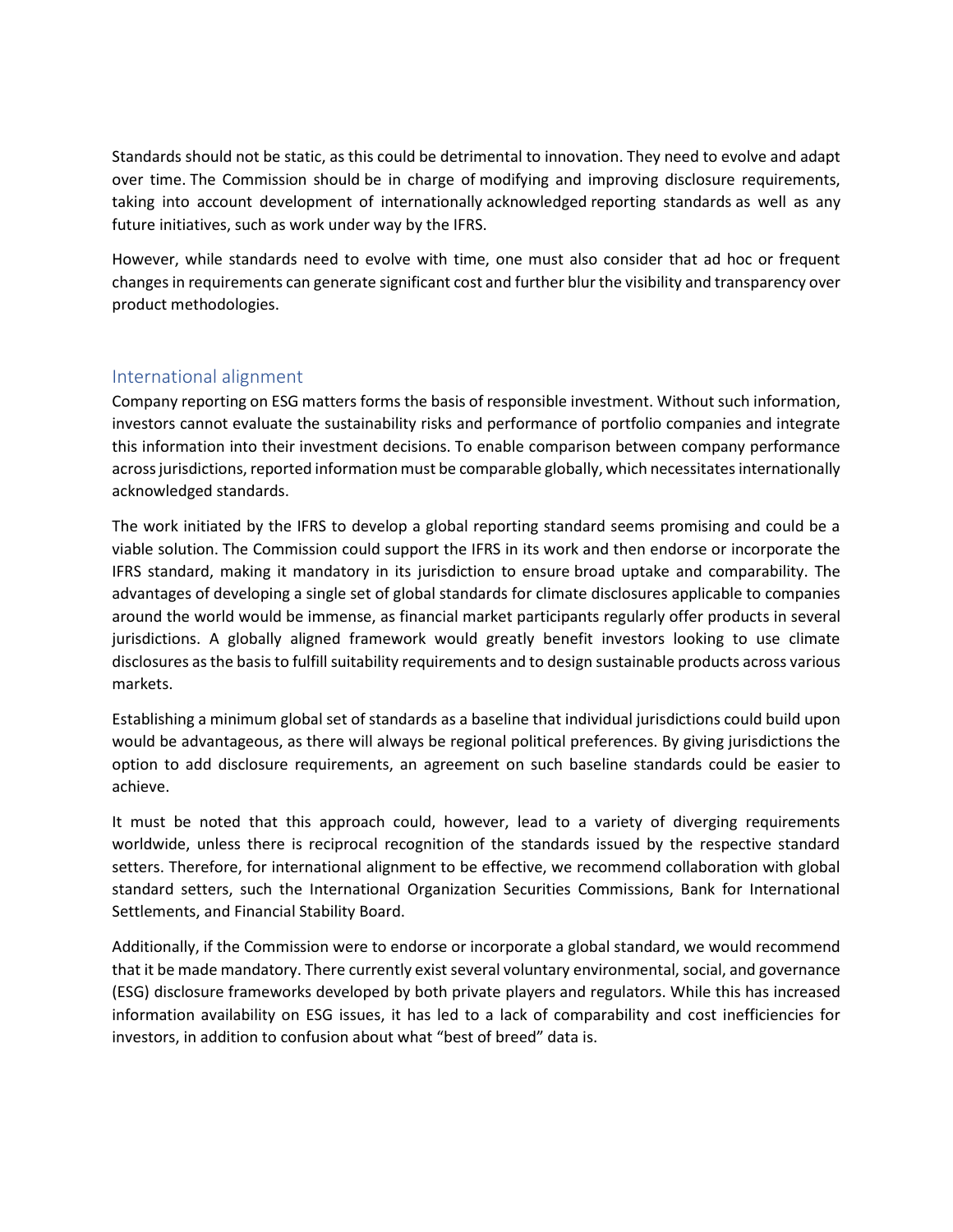Standards should not be static, as this could be detrimental to innovation. They need to evolve and adapt over time. The Commission should be in charge of modifying and improving disclosure requirements, taking into account development of internationally acknowledged reporting standards as well as any future initiatives, such as work under way by the IFRS.

However, while standards need to evolve with time, one must also consider that ad hoc or frequent changes in requirements can generate significant cost and further blur the visibility and transparency over product methodologies.

## International alignment

Company reporting on ESG matters forms the basis of responsible investment. Without such information, investors cannot evaluate the sustainability risks and performance of portfolio companies and integrate this information into their investment decisions. To enable comparison between company performance across jurisdictions, reported information must be comparable globally, which necessitates internationally acknowledged standards.

The work initiated by the IFRS to develop a global reporting standard seems promising and could be a viable solution. The Commission could support the IFRS in its work and then endorse or incorporate the IFRS standard, making it mandatory in its jurisdiction to ensure broad uptake and comparability. The advantages of developing a single set of global standards for climate disclosures applicable to companies around the world would be immense, as financial market participants regularly offer products in several jurisdictions. A globally aligned framework would greatly benefit investors looking to use climate disclosures as the basis to fulfill suitability requirements and to design sustainable products across various markets.

Establishing a minimum global set of standards as a baseline that individual jurisdictions could build upon would be advantageous, as there will always be regional political preferences. By giving jurisdictions the option to add disclosure requirements, an agreement on such baseline standards could be easier to achieve.

It must be noted that this approach could, however, lead to a variety of diverging requirements worldwide, unless there is reciprocal recognition of the standards issued by the respective standard setters. Therefore, for international alignment to be effective, we recommend collaboration with global standard setters, such the International Organization Securities Commissions, Bank for International Settlements, and Financial Stability Board.

Additionally, if the Commission were to endorse or incorporate a global standard, we would recommend that it be made mandatory. There currently exist several voluntary environmental, social, and governance (ESG) disclosure frameworks developed by both private players and regulators. While this has increased information availability on ESG issues, it has led to a lack of comparability and cost inefficiencies for investors, in addition to confusion about what "best of breed" data is.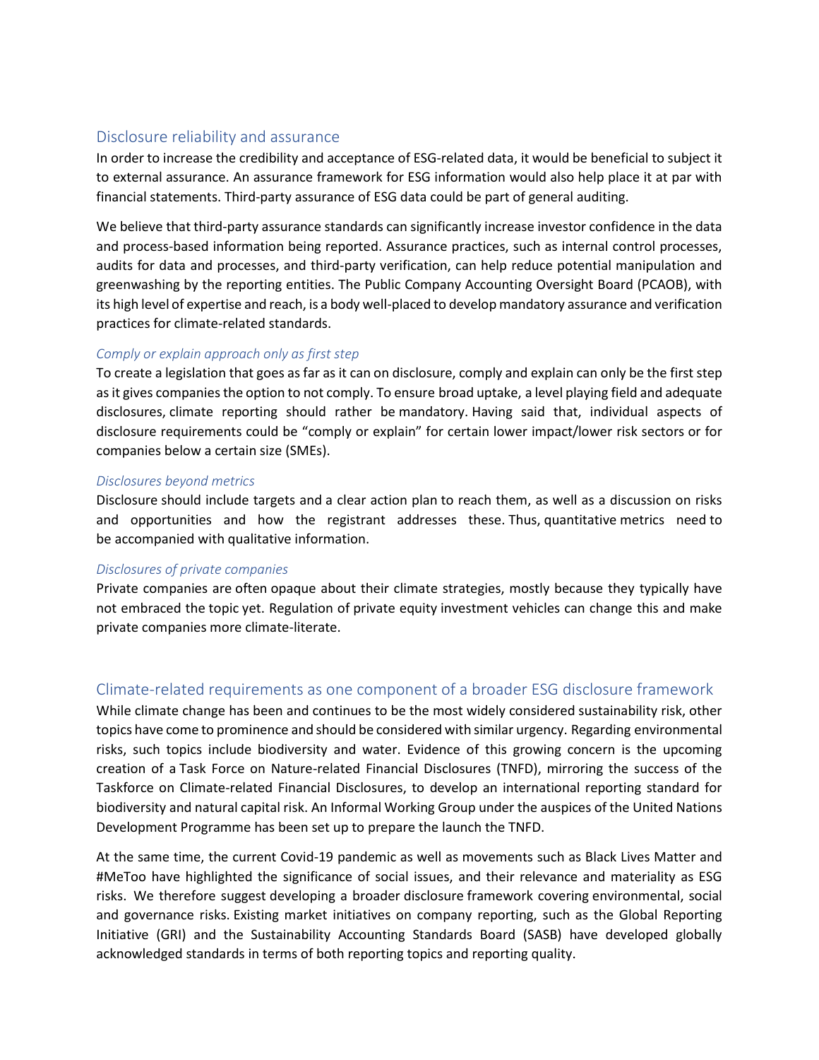## Disclosure reliability and assurance

In order to increase the credibility and acceptance of ESG-related data, it would be beneficial to subject it to external assurance. An assurance framework for ESG information would also help place it at par with financial statements. Third-party assurance of ESG data could be part of general auditing.

We believe that third-party assurance standards can significantly increase investor confidence in the data and process-based information being reported. Assurance practices, such as internal control processes, audits for data and processes, and third-party verification, can help reduce potential manipulation and greenwashing by the reporting entities. The Public Company Accounting Oversight Board (PCAOB), with its high level of expertise and reach, is a body well-placed to develop mandatory assurance and verification practices for climate-related standards.

### *Comply or explain approach only as first step*

To create a legislation that goes as far as it can on disclosure, comply and explain can only be the first step as it gives companies the option to not comply. To ensure broad uptake, a level playing field and adequate disclosures, climate reporting should rather be mandatory. Having said that, individual aspects of disclosure requirements could be "comply or explain" for certain lower impact/lower risk sectors or for companies below a certain size (SMEs).

### *Disclosures beyond metrics*

Disclosure should include targets and a clear action plan to reach them, as well as a discussion on risks and opportunities and how the registrant addresses these. Thus, quantitative metrics need to be accompanied with qualitative information.

### *Disclosures of private companies*

Private companies are often opaque about their climate strategies, mostly because they typically have not embraced the topic yet. Regulation of private equity investment vehicles can change this and make private companies more climate-literate.

## Climate-related requirements as one component of a broader ESG disclosure framework

While climate change has been and continues to be the most widely considered sustainability risk, other topics have come to prominence and should be considered with similar urgency. Regarding environmental risks, such topics include biodiversity and water. Evidence of this growing concern is the upcoming creation of a Task Force on Nature-related Financial Disclosures (TNFD), mirroring the success of the Taskforce on Climate-related Financial Disclosures, to develop an international reporting standard for biodiversity and natural capital risk. An Informal Working Group under the auspices of the United Nations Development Programme has been set up to prepare the launch the TNFD.

At the same time, the current Covid-19 pandemic as well as movements such as Black Lives Matter and #MeToo have highlighted the significance of social issues, and their relevance and materiality as ESG risks. We therefore suggest developing a broader disclosure framework covering environmental, social and governance risks. Existing market initiatives on company reporting, such as the Global Reporting Initiative (GRI) and the Sustainability Accounting Standards Board (SASB) have developed globally acknowledged standards in terms of both reporting topics and reporting quality.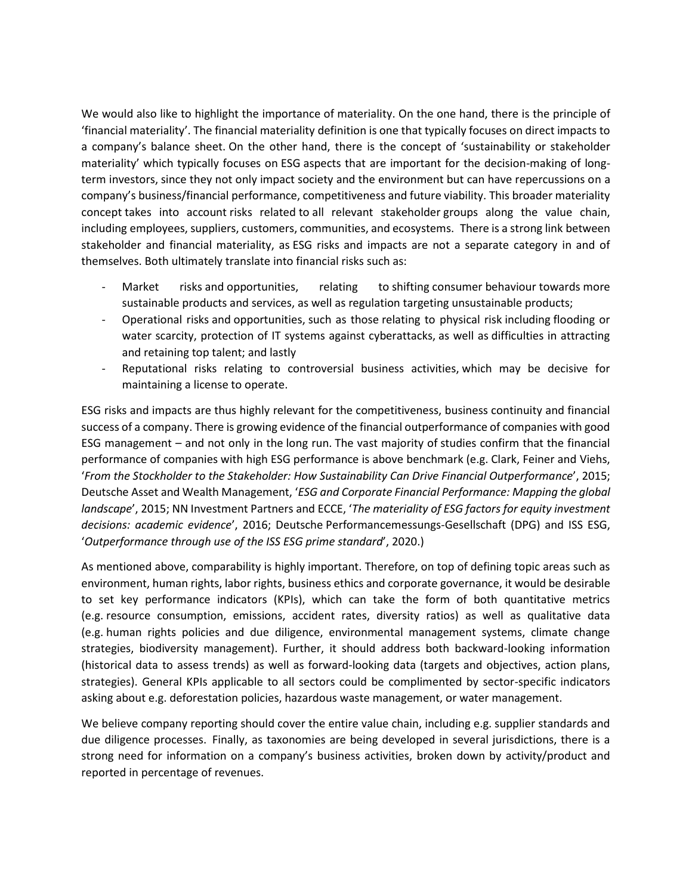We would also like to highlight the importance of materiality. On the one hand, there is the principle of 'financial materiality'. The financial materiality definition is one that typically focuses on direct impacts to a company's balance sheet. On the other hand, there is the concept of 'sustainability or stakeholder materiality' which typically focuses on ESG aspects that are important for the decision-making of long-term investors, since they not only impact society and the environment but can have repercussions on a company's business/financial performance, competitiveness and future viability. This broader materiality concept takes into account risks related to all relevant stakeholder groups along the value chain, including employees, suppliers, customers, communities, and ecosystems. There is a strong link between stakeholder and financial materiality, as ESG risks and impacts are not a separate category in and of themselves. Both ultimately translate into financial risks such as:

- Market risks and opportunities, relating to shifting consumer behaviour towards more sustainable products and services, as well as regulation targeting unsustainable products;
- Operational risks and opportunities, such as those relating to physical risk including flooding or water scarcity, protection of IT systems against cyberattacks, as well as difficulties in attracting and retaining top talent; and lastly
- Reputational risks relating to controversial business activities, which may be decisive for maintaining a license to operate.

ESG risks and impacts are thus highly relevant for the competitiveness, business continuity and financial success of a company. There is growing evidence of the financial outperformance of companies with good ESG management – and not only in the long run. The vast majority of studies confirm that the financial performance of companies with high ESG performance is above benchmark (e.g. Clark, Feiner and Viehs, '*From the Stockholder to the Stakeholder: How Sustainability Can Drive Financial Outperformance*', 2015; Deutsche Asset and Wealth Management, '*ESG and Corporate Financial Performance: Mapping the global landscape*', 2015; NN Investment Partners and ECCE, '*The materiality of ESG factors for equity investment decisions: academic evidence*', 2016; Deutsche Performancemessungs-Gesellschaft (DPG) and ISS ESG, '*Outperformance through use of the ISS ESG prime standard*', 2020.)

As mentioned above, comparability is highly important. Therefore, on top of defining topic areas such as environment, human rights, labor rights, business ethics and corporate governance, it would be desirable to set key performance indicators (KPIs), which can take the form of both quantitative metrics (e.g. resource consumption, emissions, accident rates, diversity ratios) as well as qualitative data (e.g. human rights policies and due diligence, environmental management systems, climate change strategies, biodiversity management). Further, it should address both backward-looking information (historical data to assess trends) as well as forward-looking data (targets and objectives, action plans, strategies). General KPIs applicable to all sectors could be complimented by sector-specific indicators asking about e.g. deforestation policies, hazardous waste management, or water management.

We believe company reporting should cover the entire value chain, including e.g. supplier standards and due diligence processes. Finally, as taxonomies are being developed in several jurisdictions, there is a strong need for information on a company's business activities, broken down by activity/product and reported in percentage of revenues.